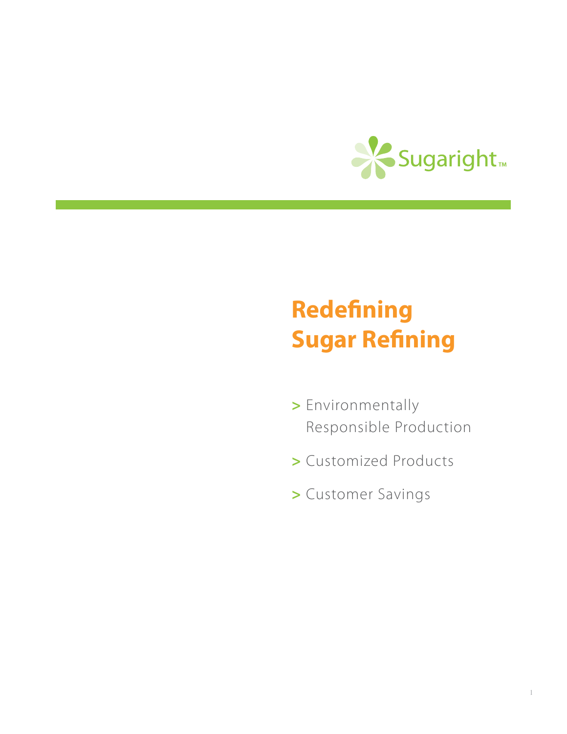Sugaright™

# Redefining Sugar Refining

- Environmentally Responsible Production
- Customized Products
- Customer Savings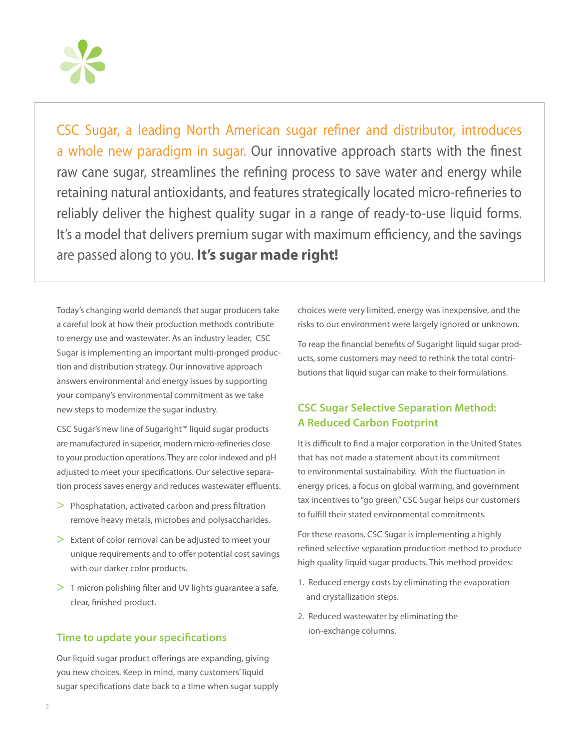CSC Sugar, a leading North American sugar refiner and distributor, introduces a whole new paradigm in sugar. Our innovative approach starts with the finest raw cane sugar, streamlines the refining process to save water and energy while retaining natural antioxidants, and features strategically located micro-refineries to reliably deliver the highest quality sugar in a range of ready-to-use liquid forms. It's a model that delivers premium sugar with maximum efficiency, and the savings are passed along to you. **It's sugar made right!**

Today's changing world demands that sugar producers take a careful look at how their production methods contribute to energy use and wastewater. As an industry leader, CSC Sugar is implementing an important multi-pronged production and distribution strategy. Our innovative approach answers environmental and energy issues by supporting your company's environmental commitment as we take new steps to modernize the sugar industry.

CSC Sugar's new line of Sugaright™ liquid sugar products are manufactured in superior, modern micro-refineries close to your production operations. They are color indexed and pH adjusted to meet your specifications. Our selective separation process saves energy and reduces wastewater effluents.

- Phosphatation, activated carbon and press filtration remove heavy metals, microbes and polysaccharides.
- Extent of color removal can be adjusted to meet your unique requirements and to offer potential cost savings with our darker color products.
- 1 micron polishing filter and UV lights guarantee a safe, clear, finished product.

## Time to update your specifications

Our liquid sugar product offerings are expanding, giving you new choices. Keep in mind, many customers' liquid sugar specifications date back to a time when sugar supply choices were very limited, energy was inexpensive, and the risks to our environment were largely ignored or unknown.

To reap the financial benefits of Sugaright liquid sugar products, some customers may need to rethink the total contributions that liquid sugar can make to their formulations.

## CSC Sugar Selective Separation Method: A Reduced Carbon Footprint

It is difficult to find a major corporation in the United States that has not made a statement about its commitment to environmental sustainability. With the fluctuation in energy prices, a focus on global warming, and government tax incentives to "go green," CSC Sugar helps our customers to fulfill their stated environmental commitments.

For these reasons, CSC Sugar is implementing a highly refined selective separation production method to produce high quality liquid sugar products. This method provides:

1. Reduced energy costs by eliminating the evaporation and crystallization steps.
2. Reduced wastewater by eliminating the ion-exchange columns.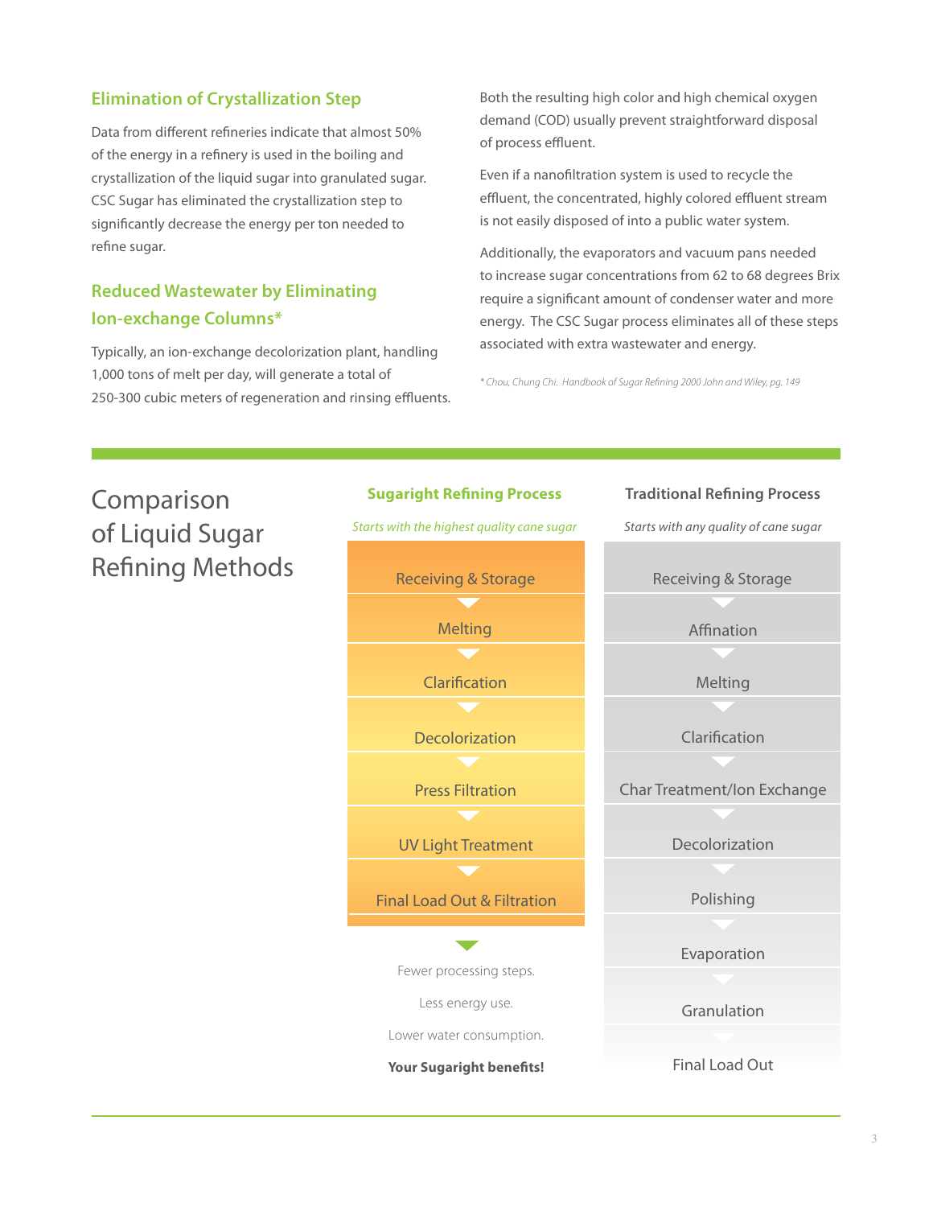## Elimination of Crystallization Step

Data from different refineries indicate that almost 50% of the energy in a refinery is used in the boiling and crystallization of the liquid sugar into granulated sugar. CSC Sugar has eliminated the crystallization step to significantly decrease the energy per ton needed to refine sugar.

## Reduced Wastewater by Eliminating Ion-exchange Columns*

Typically, an ion-exchange decolorization plant, handling 1,000 tons of melt per day, will generate a total of 250-300 cubic meters of regeneration and rinsing effluents. Both the resulting high color and high chemical oxygen demand (COD) usually prevent straightforward disposal of process effluent.

Even if a nanofiltration system is used to recycle the effluent, the concentrated, highly colored effluent stream is not easily disposed of into a public water system.

Additionally, the evaporators and vacuum pans needed to increase sugar concentrations from 62 to 68 degrees Brix require a significant amount of condenser water and more energy. The CSC Sugar process eliminates all of these steps associated with extra wastewater and energy.

*\* Chou, Chung Chi. Handbook of Sugar Refining 2000 John and Wiley, pg. 149*

# Comparison of Liquid Sugar Refining Methods

| Sugaright Refining Process | Traditional Refining Process |
|---|---|
| *Starts with the highest quality cane sugar* | *Starts with any quality of cane sugar* |
| Receiving & Storage | Receiving & Storage |
| Melting | Affination |
| Clarification | Melting |
| Decolorization | Clarification |
| Press Filtration | Char Treatment/Ion Exchange |
| UV Light Treatment | Decolorization |
| Final Load Out & Filtration | Polishing |
| | Evaporation |
| | Granulation |
| | Final Load Out |

Fewer processing steps.

Less energy use.

Lower water consumption.

**Your Sugaright benefits!**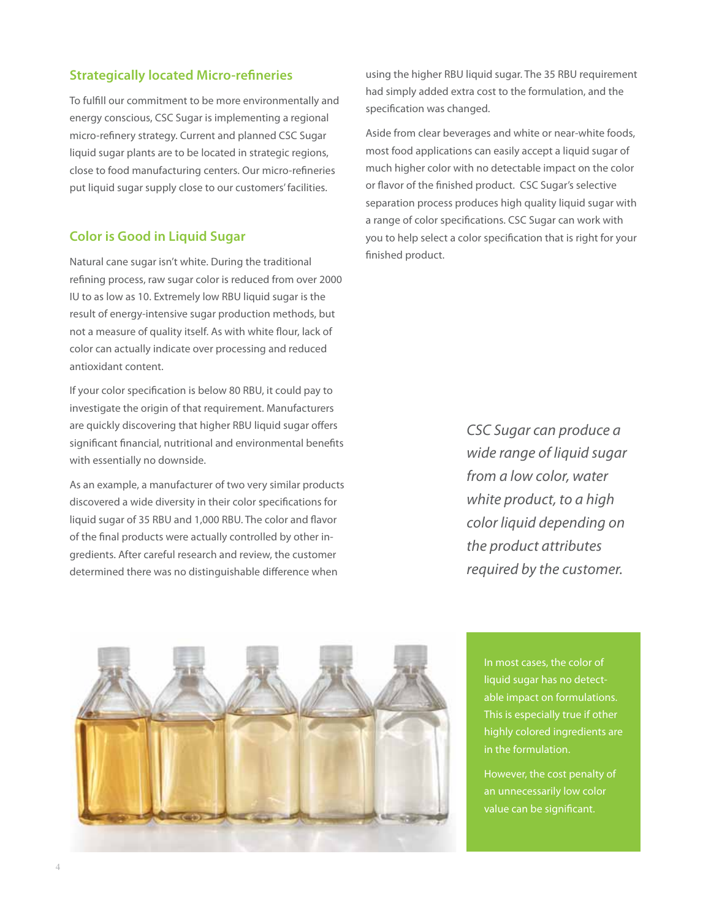## Strategically located Micro-refineries

To fulfill our commitment to be more environmentally and energy conscious, CSC Sugar is implementing a regional micro-refinery strategy. Current and planned CSC Sugar liquid sugar plants are to be located in strategic regions, close to food manufacturing centers. Our micro-refineries put liquid sugar supply close to our customers' facilities.

## Color is Good in Liquid Sugar

Natural cane sugar isn't white. During the traditional refining process, raw sugar color is reduced from over 2000 IU to as low as 10. Extremely low RBU liquid sugar is the result of energy-intensive sugar production methods, but not a measure of quality itself. As with white flour, lack of color can actually indicate over processing and reduced antioxidant content.

If your color specification is below 80 RBU, it could pay to investigate the origin of that requirement. Manufacturers are quickly discovering that higher RBU liquid sugar offers significant financial, nutritional and environmental benefits with essentially no downside.

As an example, a manufacturer of two very similar products discovered a wide diversity in their color specifications for liquid sugar of 35 RBU and 1,000 RBU. The color and flavor of the final products were actually controlled by other ingredients. After careful research and review, the customer determined there was no distinguishable difference when using the higher RBU liquid sugar. The 35 RBU requirement had simply added extra cost to the formulation, and the specification was changed.

Aside from clear beverages and white or near-white foods, most food applications can easily accept a liquid sugar of much higher color with no detectable impact on the color or flavor of the finished product. CSC Sugar's selective separation process produces high quality liquid sugar with a range of color specifications. CSC Sugar can work with you to help select a color specification that is right for your finished product.

*CSC Sugar can produce a wide range of liquid sugar from a low color, water white product, to a high color liquid depending on the product attributes required by the customer.*

In most cases, the color of liquid sugar has no detectable impact on formulations. This is especially true if other highly colored ingredients are in the formulation.

However, the cost penalty of an unnecessarily low color value can be significant.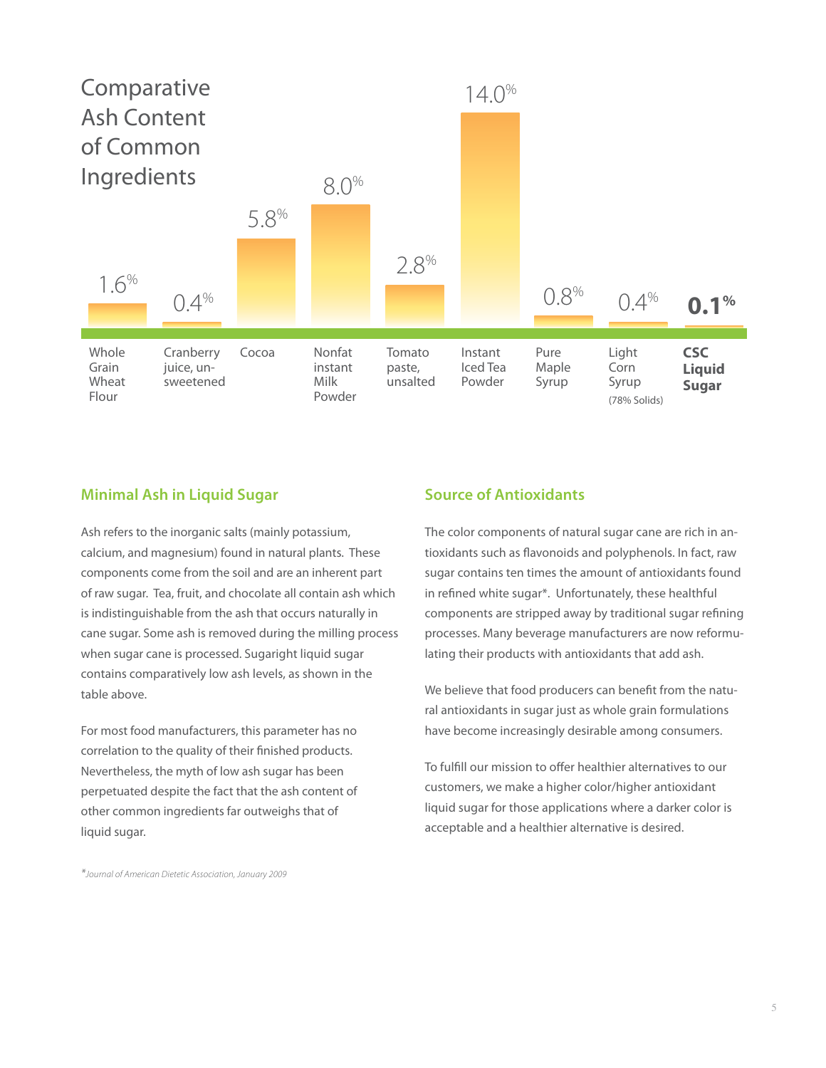## Comparative Ash Content of Common Ingredients

| Ingredient | Ash Content |
|---|---|
| Whole Grain Wheat Flour | 1.6% |
| Cranberry juice, un-sweetened | 0.4% |
| Cocoa | 5.8% |
| Nonfat instant Milk Powder | 8.0% |
| Tomato paste, unsalted | 2.8% |
| Instant Iced Tea Powder | 14.0% |
| Pure Maple Syrup | 0.8% |
| Light Corn Syrup (78% Solids) | 0.4% |
| **CSC Liquid Sugar** | **0.1%** |

### Minimal Ash in Liquid Sugar

Ash refers to the inorganic salts (mainly potassium, calcium, and magnesium) found in natural plants. These components come from the soil and are an inherent part of raw sugar. Tea, fruit, and chocolate all contain ash which is indistinguishable from the ash that occurs naturally in cane sugar. Some ash is removed during the milling process when sugar cane is processed. Sugaright liquid sugar contains comparatively low ash levels, as shown in the table above.

For most food manufacturers, this parameter has no correlation to the quality of their finished products. Nevertheless, the myth of low ash sugar has been perpetuated despite the fact that the ash content of other common ingredients far outweighs that of liquid sugar.

### Source of Antioxidants

The color components of natural sugar cane are rich in antioxidants such as flavonoids and polyphenols. In fact, raw sugar contains ten times the amount of antioxidants found in refined white sugar*. Unfortunately, these healthful components are stripped away by traditional sugar refining processes. Many beverage manufacturers are now reformulating their products with antioxidants that add ash.

We believe that food producers can benefit from the natural antioxidants in sugar just as whole grain formulations have become increasingly desirable among consumers.

To fulfill our mission to offer healthier alternatives to our customers, we make a higher color/higher antioxidant liquid sugar for those applications where a darker color is acceptable and a healthier alternative is desired.

**Journal of American Dietetic Association, January 2009*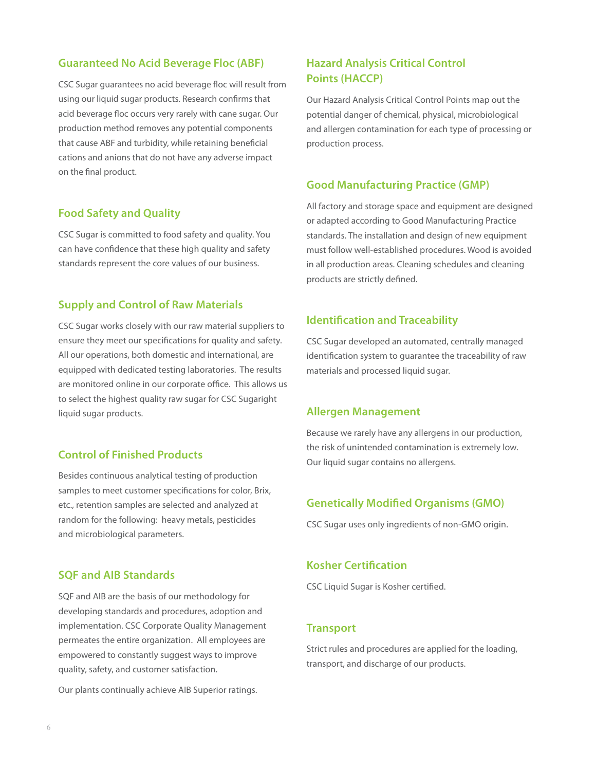## Guaranteed No Acid Beverage Floc (ABF)

CSC Sugar guarantees no acid beverage floc will result from using our liquid sugar products. Research confirms that acid beverage floc occurs very rarely with cane sugar. Our production method removes any potential components that cause ABF and turbidity, while retaining beneficial cations and anions that do not have any adverse impact on the final product.

## Food Safety and Quality

CSC Sugar is committed to food safety and quality. You can have confidence that these high quality and safety standards represent the core values of our business.

## Supply and Control of Raw Materials

CSC Sugar works closely with our raw material suppliers to ensure they meet our specifications for quality and safety. All our operations, both domestic and international, are equipped with dedicated testing laboratories. The results are monitored online in our corporate office. This allows us to select the highest quality raw sugar for CSC Sugaright liquid sugar products.

## Control of Finished Products

Besides continuous analytical testing of production samples to meet customer specifications for color, Brix, etc., retention samples are selected and analyzed at random for the following: heavy metals, pesticides and microbiological parameters.

## SQF and AIB Standards

SQF and AIB are the basis of our methodology for developing standards and procedures, adoption and implementation. CSC Corporate Quality Management permeates the entire organization. All employees are empowered to constantly suggest ways to improve quality, safety, and customer satisfaction.

Our plants continually achieve AIB Superior ratings.

## Hazard Analysis Critical Control Points (HACCP)

Our Hazard Analysis Critical Control Points map out the potential danger of chemical, physical, microbiological and allergen contamination for each type of processing or production process.

## Good Manufacturing Practice (GMP)

All factory and storage space and equipment are designed or adapted according to Good Manufacturing Practice standards. The installation and design of new equipment must follow well-established procedures. Wood is avoided in all production areas. Cleaning schedules and cleaning products are strictly defined.

## Identification and Traceability

CSC Sugar developed an automated, centrally managed identification system to guarantee the traceability of raw materials and processed liquid sugar.

## Allergen Management

Because we rarely have any allergens in our production, the risk of unintended contamination is extremely low. Our liquid sugar contains no allergens.

## Genetically Modified Organisms (GMO)

CSC Sugar uses only ingredients of non-GMO origin.

## Kosher Certification

CSC Liquid Sugar is Kosher certified.

## Transport

Strict rules and procedures are applied for the loading, transport, and discharge of our products.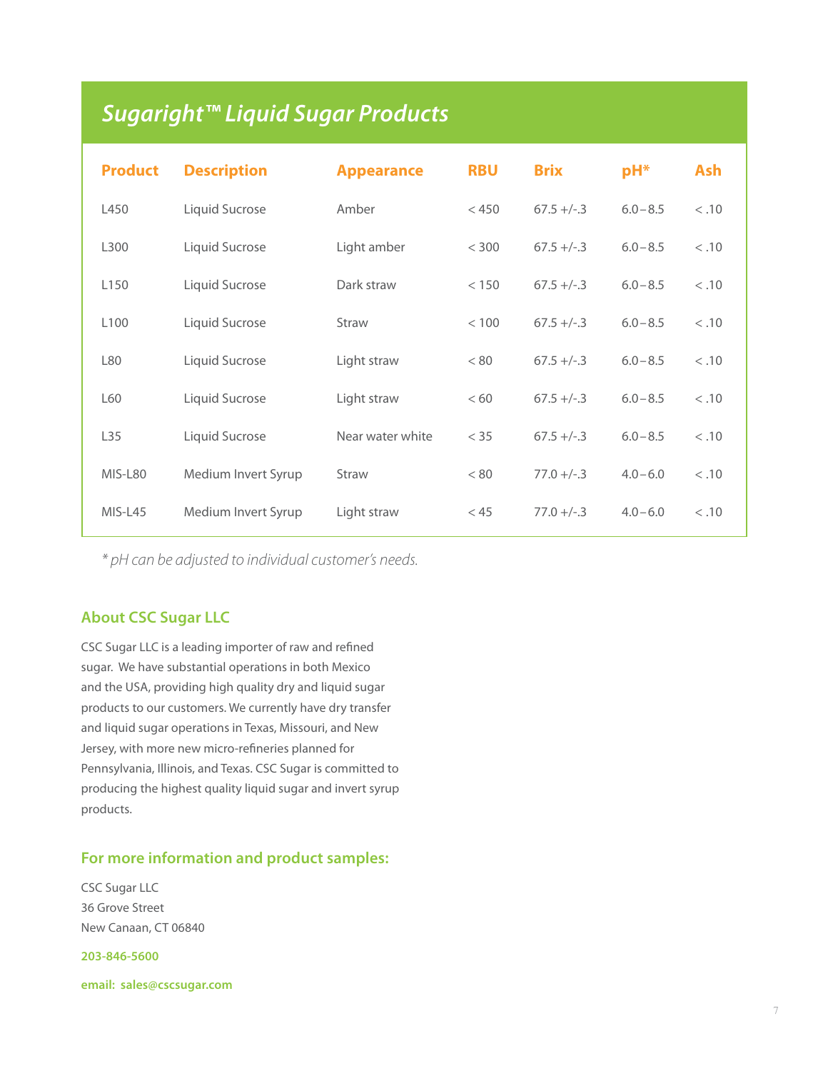## Sugaright™ Liquid Sugar Products

| Product | Description | Appearance | RBU | Brix | pH* | Ash |
|---|---|---|---|---|---|---|
| L450 | Liquid Sucrose | Amber | < 450 | 67.5 +/-.3 | 6.0 – 8.5 | < .10 |
| L300 | Liquid Sucrose | Light amber | < 300 | 67.5 +/-.3 | 6.0 – 8.5 | < .10 |
| L150 | Liquid Sucrose | Dark straw | < 150 | 67.5 +/-.3 | 6.0 – 8.5 | < .10 |
| L100 | Liquid Sucrose | Straw | < 100 | 67.5 +/-.3 | 6.0 – 8.5 | < .10 |
| L80 | Liquid Sucrose | Light straw | < 80 | 67.5 +/-.3 | 6.0 – 8.5 | < .10 |
| L60 | Liquid Sucrose | Light straw | < 60 | 67.5 +/-.3 | 6.0 – 8.5 | < .10 |
| L35 | Liquid Sucrose | Near water white | < 35 | 67.5 +/-.3 | 6.0 – 8.5 | < .10 |
| MIS-L80 | Medium Invert Syrup | Straw | < 80 | 77.0 +/-.3 | 4.0 – 6.0 | < .10 |
| MIS-L45 | Medium Invert Syrup | Light straw | < 45 | 77.0 +/-.3 | 4.0 – 6.0 | < .10 |

*\* pH can be adjusted to individual customer's needs.*

### About CSC Sugar LLC

CSC Sugar LLC is a leading importer of raw and refined sugar. We have substantial operations in both Mexico and the USA, providing high quality dry and liquid sugar products to our customers. We currently have dry transfer and liquid sugar operations in Texas, Missouri, and New Jersey, with more new micro-refineries planned for Pennsylvania, Illinois, and Texas. CSC Sugar is committed to producing the highest quality liquid sugar and invert syrup products.

### For more information and product samples:

CSC Sugar LLC
36 Grove Street
New Canaan, CT 06840

**203-846-5600**

**email: sales@cscsugar.com**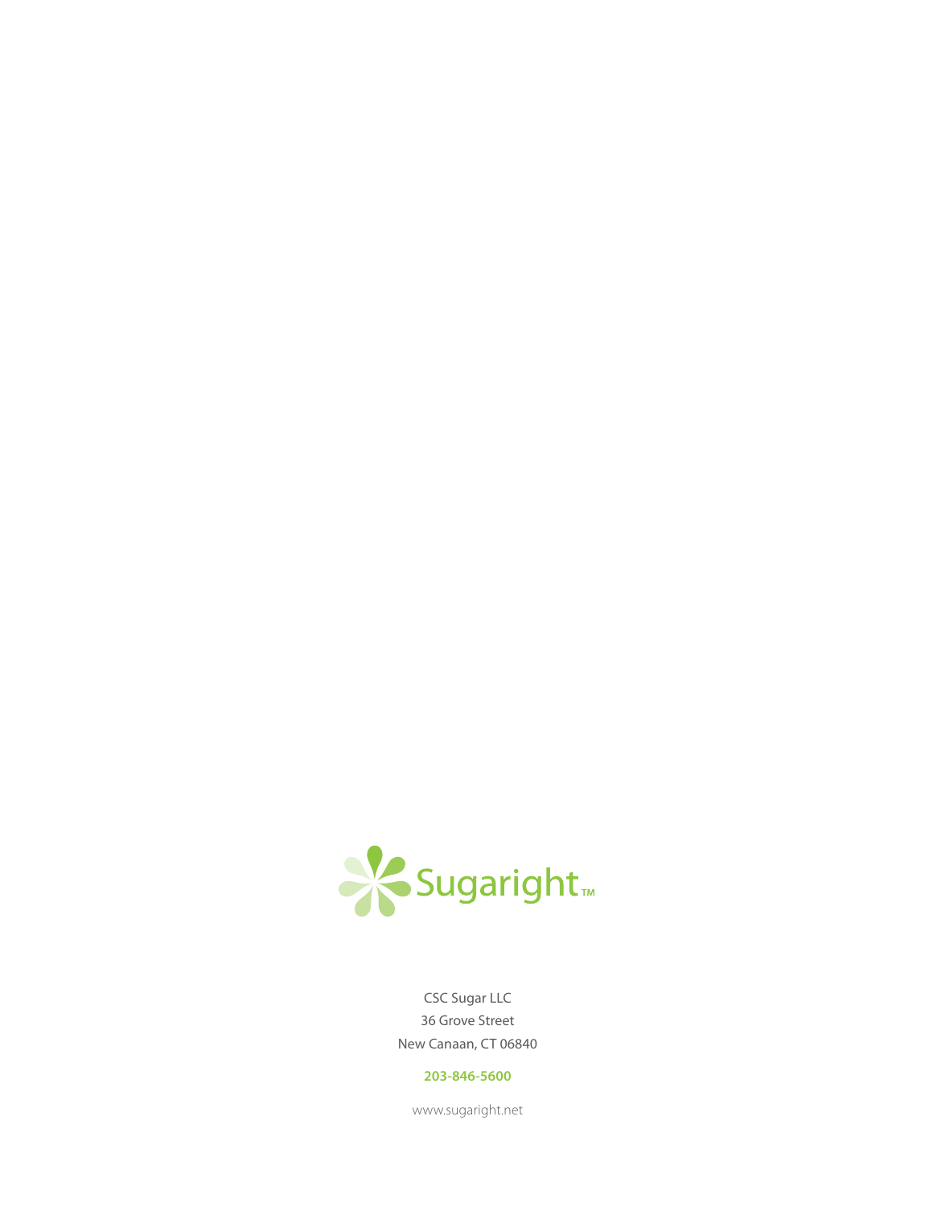Sugaright™

CSC Sugar LLC
36 Grove Street
New Canaan, CT 06840

**203-846-5600**

www.sugaright.net